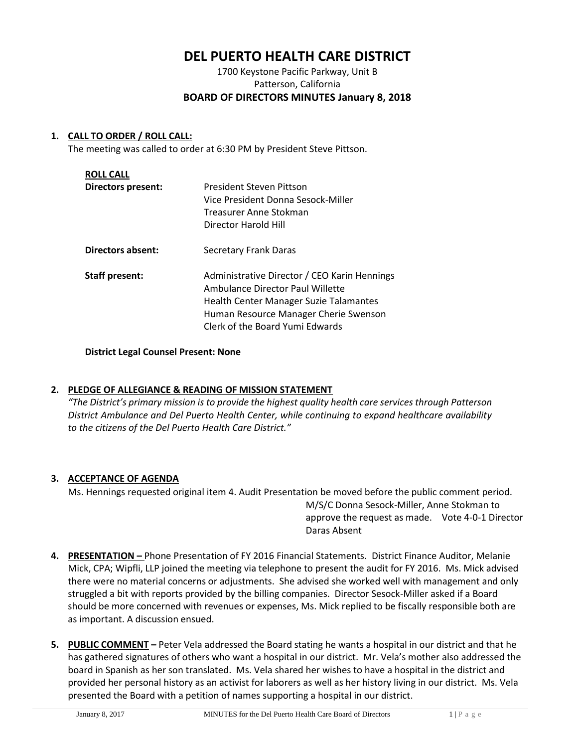# DEL PUERTO HEALTH CARE DISTRICT

1700 Keystone Pacific Parkway, Unit B
Patterson, California

**BOARD OF DIRECTORS MINUTES January 8, 2018**

1. **CALL TO ORDER / ROLL CALL:**
   The meeting was called to order at 6:30 PM by President Steve Pittson.

   **ROLL CALL**

   | | |
   |---|---|
   | **Directors present:** | President Steven Pittson<br>Vice President Donna Sesock-Miller<br>Treasurer Anne Stokman<br>Director Harold Hill |
   | **Directors absent:** | Secretary Frank Daras |
   | **Staff present:** | Administrative Director / CEO Karin Hennings<br>Ambulance Director Paul Willette<br>Health Center Manager Suzie Talamantes<br>Human Resource Manager Cherie Swenson<br>Clerk of the Board Yumi Edwards |

   **District Legal Counsel Present: None**

2. **PLEDGE OF ALLEGIANCE & READING OF MISSION STATEMENT**
   *"The District's primary mission is to provide the highest quality health care services through Patterson District Ambulance and Del Puerto Health Center, while continuing to expand healthcare availability to the citizens of the Del Puerto Health Care District."*

3. **ACCEPTANCE OF AGENDA**
   Ms. Hennings requested original item 4. Audit Presentation be moved before the public comment period.
   M/S/C Donna Sesock-Miller, Anne Stokman to approve the request as made. Vote 4-0-1 Director Daras Absent

4. **PRESENTATION –** Phone Presentation of FY 2016 Financial Statements. District Finance Auditor, Melanie Mick, CPA; Wipfli, LLP joined the meeting via telephone to present the audit for FY 2016. Ms. Mick advised there were no material concerns or adjustments. She advised she worked well with management and only struggled a bit with reports provided by the billing companies. Director Sesock-Miller asked if a Board should be more concerned with revenues or expenses, Ms. Mick replied to be fiscally responsible both are as important. A discussion ensued.

5. **PUBLIC COMMENT –** Peter Vela addressed the Board stating he wants a hospital in our district and that he has gathered signatures of others who want a hospital in our district. Mr. Vela's mother also addressed the board in Spanish as her son translated. Ms. Vela shared her wishes to have a hospital in the district and provided her personal history as an activist for laborers as well as her history living in our district. Ms. Vela presented the Board with a petition of names supporting a hospital in our district.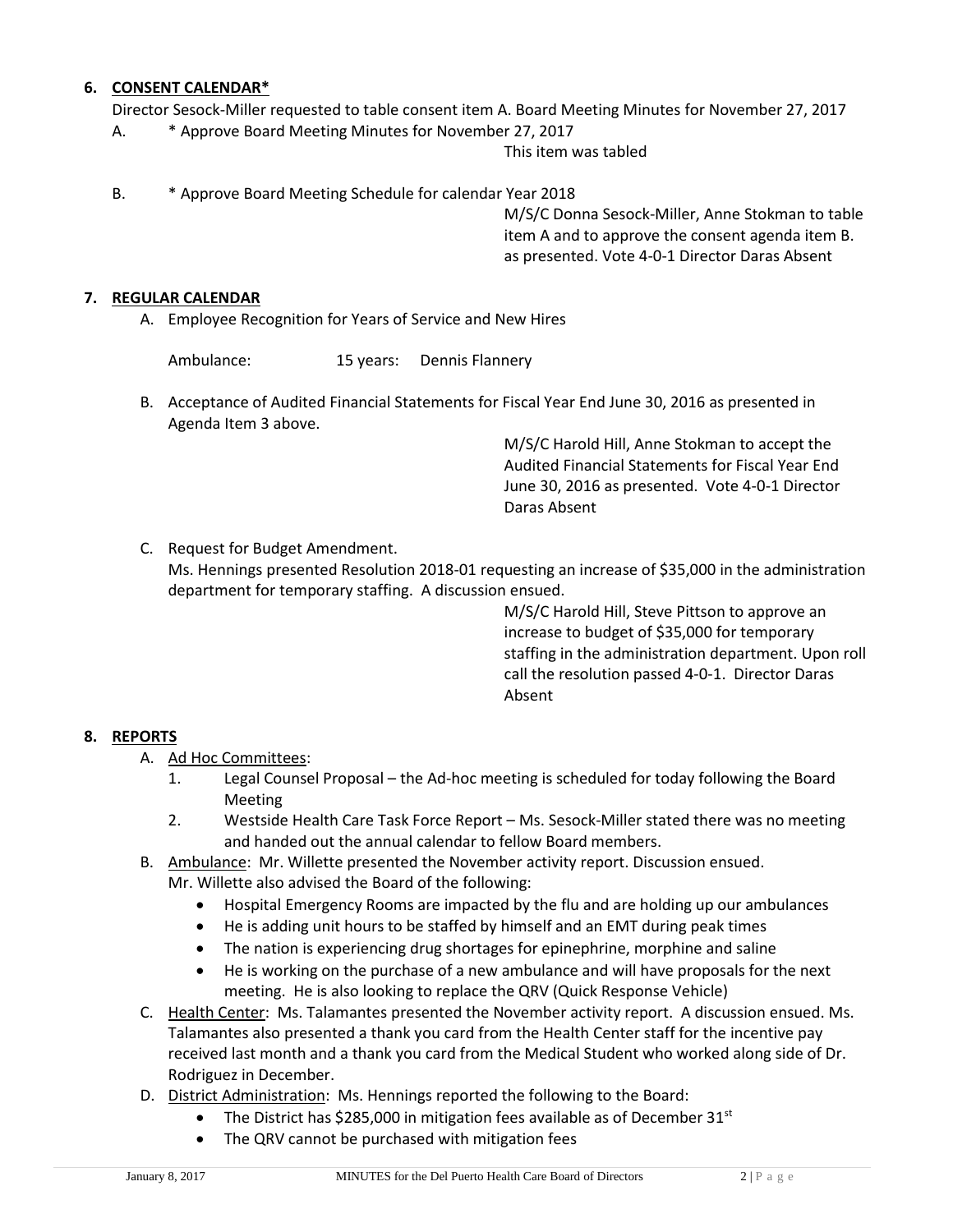## 6. CONSENT CALENDAR*

Director Sesock-Miller requested to table consent item A. Board Meeting Minutes for November 27, 2017

A. * Approve Board Meeting Minutes for November 27, 2017

This item was tabled

B. * Approve Board Meeting Schedule for calendar Year 2018

M/S/C Donna Sesock-Miller, Anne Stokman to table item A and to approve the consent agenda item B. as presented. Vote 4-0-1 Director Daras Absent

## 7. REGULAR CALENDAR

A. Employee Recognition for Years of Service and New Hires

Ambulance: 15 years: Dennis Flannery

B. Acceptance of Audited Financial Statements for Fiscal Year End June 30, 2016 as presented in Agenda Item 3 above.

M/S/C Harold Hill, Anne Stokman to accept the Audited Financial Statements for Fiscal Year End June 30, 2016 as presented. Vote 4-0-1 Director Daras Absent

C. Request for Budget Amendment.

Ms. Hennings presented Resolution 2018-01 requesting an increase of $35,000 in the administration department for temporary staffing. A discussion ensued.

M/S/C Harold Hill, Steve Pittson to approve an increase to budget of $35,000 for temporary staffing in the administration department. Upon roll call the resolution passed 4-0-1. Director Daras Absent

## 8. REPORTS

A. Ad Hoc Committees:

1. Legal Counsel Proposal – the Ad-hoc meeting is scheduled for today following the Board Meeting
2. Westside Health Care Task Force Report – Ms. Sesock-Miller stated there was no meeting and handed out the annual calendar to fellow Board members.

B. Ambulance: Mr. Willette presented the November activity report. Discussion ensued. Mr. Willette also advised the Board of the following:

- Hospital Emergency Rooms are impacted by the flu and are holding up our ambulances
- He is adding unit hours to be staffed by himself and an EMT during peak times
- The nation is experiencing drug shortages for epinephrine, morphine and saline
- He is working on the purchase of a new ambulance and will have proposals for the next meeting. He is also looking to replace the QRV (Quick Response Vehicle)

C. Health Center: Ms. Talamantes presented the November activity report. A discussion ensued. Ms. Talamantes also presented a thank you card from the Health Center staff for the incentive pay received last month and a thank you card from the Medical Student who worked along side of Dr. Rodriguez in December.

D. District Administration: Ms. Hennings reported the following to the Board:

- The District has $285,000 in mitigation fees available as of December 31st
- The QRV cannot be purchased with mitigation fees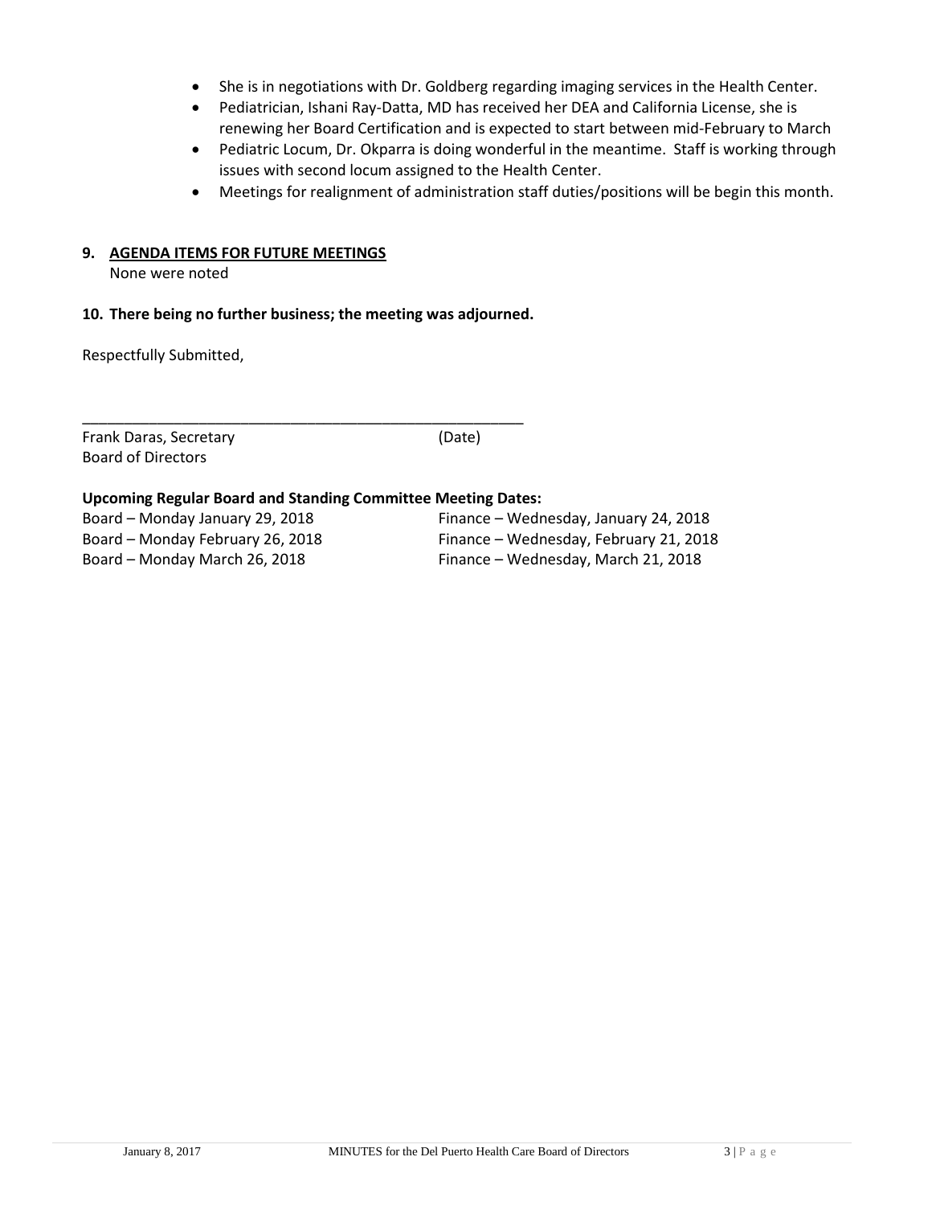- She is in negotiations with Dr. Goldberg regarding imaging services in the Health Center.
- Pediatrician, Ishani Ray-Datta, MD has received her DEA and California License, she is renewing her Board Certification and is expected to start between mid-February to March
- Pediatric Locum, Dr. Okparra is doing wonderful in the meantime. Staff is working through issues with second locum assigned to the Health Center.
- Meetings for realignment of administration staff duties/positions will be begin this month.

**9. AGENDA ITEMS FOR FUTURE MEETINGS**

None were noted

**10. There being no further business; the meeting was adjourned.**

Respectfully Submitted,

\_\_\_\_\_\_\_\_\_\_\_\_\_\_\_\_\_\_\_\_\_\_\_\_\_\_\_\_\_\_\_\_\_\_\_\_\_\_\_\_\_\_\_\_\_\_\_\_\_\_\_\_\_\_

Frank Daras, Secretary (Date)
Board of Directors

**Upcoming Regular Board and Standing Committee Meeting Dates:**

| | |
|---|---|
| Board – Monday January 29, 2018 | Finance – Wednesday, January 24, 2018 |
| Board – Monday February 26, 2018 | Finance – Wednesday, February 21, 2018 |
| Board – Monday March 26, 2018 | Finance – Wednesday, March 21, 2018 |